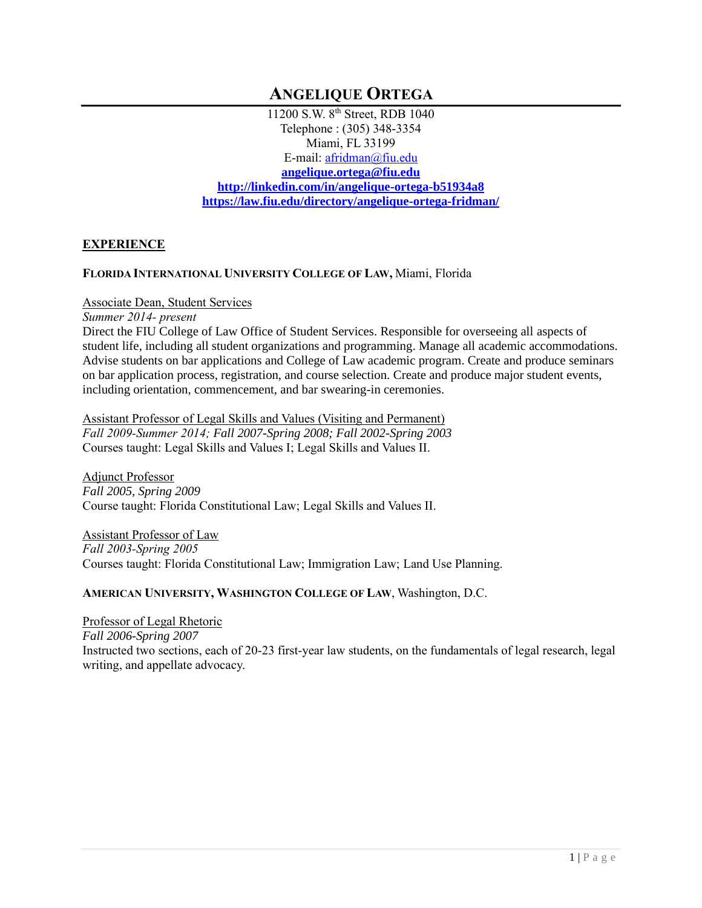# ANGELIQUE ORTEGA

11200 S.W. 8th Street, RDB 1040
Telephone : (305) 348-3354
Miami, FL 33199
E-mail: afridman@fiu.edu
**angelique.ortega@fiu.edu**
**http://linkedin.com/in/angelique-ortega-b51934a8**
**https://law.fiu.edu/directory/angelique-ortega-fridman/**

## EXPERIENCE

**FLORIDA INTERNATIONAL UNIVERSITY COLLEGE OF LAW,** Miami, Florida

Associate Dean, Student Services
*Summer 2014- present*
Direct the FIU College of Law Office of Student Services. Responsible for overseeing all aspects of student life, including all student organizations and programming. Manage all academic accommodations. Advise students on bar applications and College of Law academic program. Create and produce seminars on bar application process, registration, and course selection. Create and produce major student events, including orientation, commencement, and bar swearing-in ceremonies.

Assistant Professor of Legal Skills and Values (Visiting and Permanent)
*Fall 2009-Summer 2014; Fall 2007-Spring 2008; Fall 2002-Spring 2003*
Courses taught: Legal Skills and Values I; Legal Skills and Values II.

Adjunct Professor
*Fall 2005, Spring 2009*
Course taught: Florida Constitutional Law; Legal Skills and Values II.

Assistant Professor of Law
*Fall 2003-Spring 2005*
Courses taught: Florida Constitutional Law; Immigration Law; Land Use Planning.

**AMERICAN UNIVERSITY, WASHINGTON COLLEGE OF LAW**, Washington, D.C.

Professor of Legal Rhetoric
*Fall 2006-Spring 2007*
Instructed two sections, each of 20-23 first-year law students, on the fundamentals of legal research, legal writing, and appellate advocacy.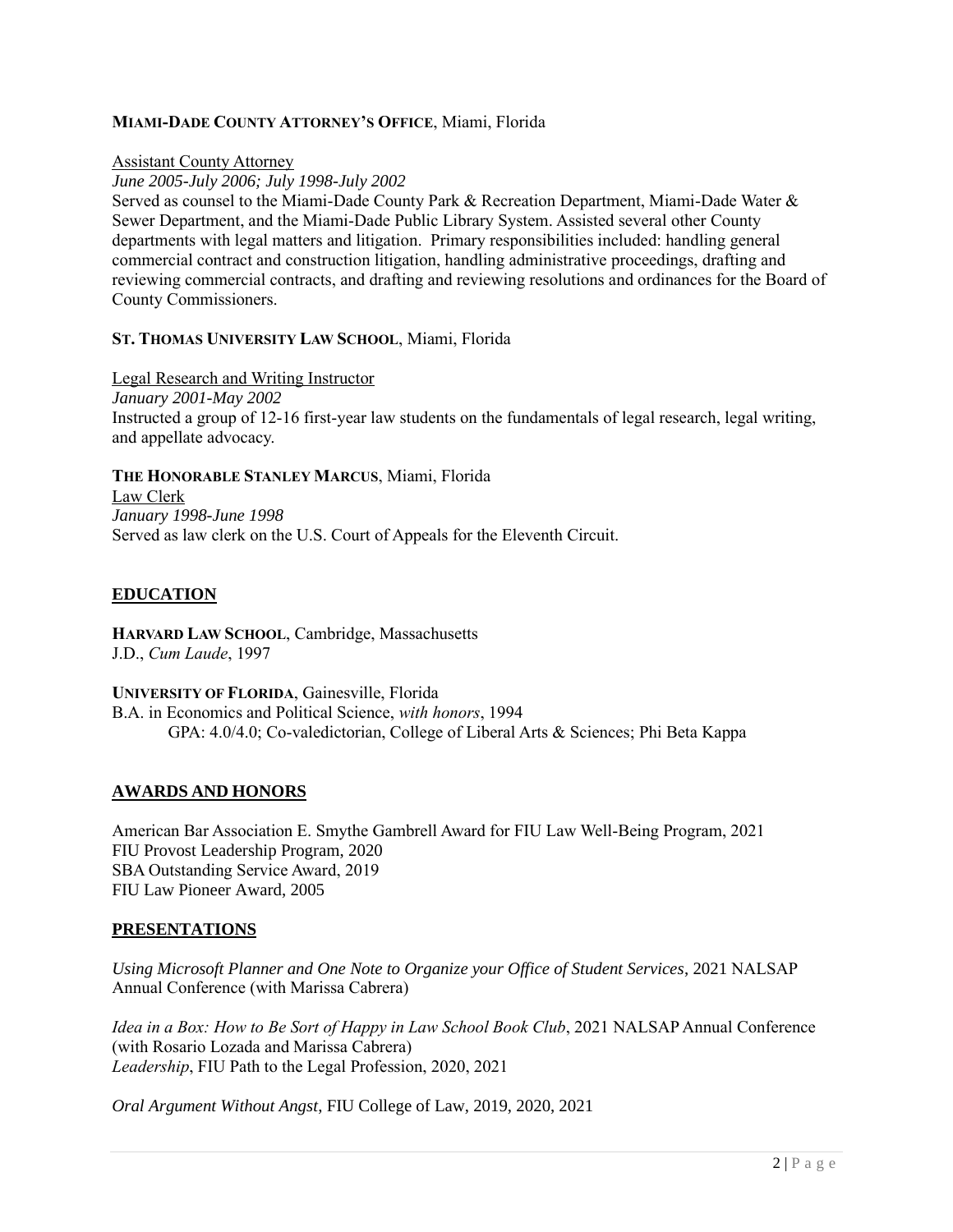**MIAMI-DADE COUNTY ATTORNEY'S OFFICE**, Miami, Florida

Assistant County Attorney

*June 2005-July 2006; July 1998-July 2002*

Served as counsel to the Miami-Dade County Park & Recreation Department, Miami-Dade Water & Sewer Department, and the Miami-Dade Public Library System. Assisted several other County departments with legal matters and litigation. Primary responsibilities included: handling general commercial contract and construction litigation, handling administrative proceedings, drafting and reviewing commercial contracts, and drafting and reviewing resolutions and ordinances for the Board of County Commissioners.

**ST. THOMAS UNIVERSITY LAW SCHOOL**, Miami, Florida

Legal Research and Writing Instructor

*January 2001-May 2002*

Instructed a group of 12-16 first-year law students on the fundamentals of legal research, legal writing, and appellate advocacy.

**THE HONORABLE STANLEY MARCUS**, Miami, Florida

Law Clerk

*January 1998-June 1998*

Served as law clerk on the U.S. Court of Appeals for the Eleventh Circuit.

## EDUCATION

**HARVARD LAW SCHOOL**, Cambridge, Massachusetts

J.D., *Cum Laude*, 1997

**UNIVERSITY OF FLORIDA**, Gainesville, Florida

B.A. in Economics and Political Science, *with honors*, 1994

GPA: 4.0/4.0; Co-valedictorian, College of Liberal Arts & Sciences; Phi Beta Kappa

## AWARDS AND HONORS

American Bar Association E. Smythe Gambrell Award for FIU Law Well-Being Program, 2021

FIU Provost Leadership Program, 2020

SBA Outstanding Service Award, 2019

FIU Law Pioneer Award, 2005

## PRESENTATIONS

*Using Microsoft Planner and One Note to Organize your Office of Student Services*, 2021 NALSAP Annual Conference (with Marissa Cabrera)

*Idea in a Box: How to Be Sort of Happy in Law School Book Club*, 2021 NALSAP Annual Conference (with Rosario Lozada and Marissa Cabrera)

*Leadership*, FIU Path to the Legal Profession, 2020, 2021

*Oral Argument Without Angst*, FIU College of Law, 2019, 2020, 2021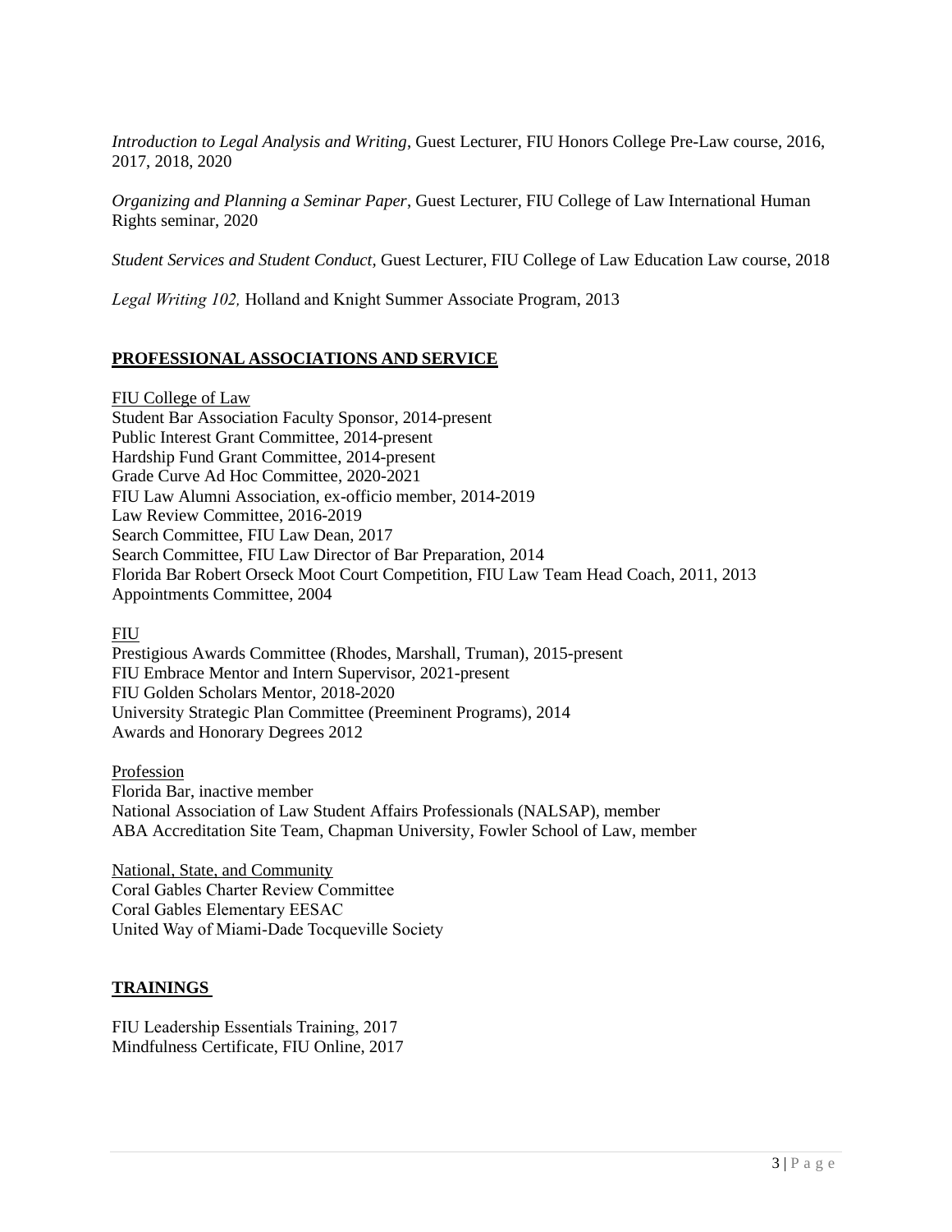*Introduction to Legal Analysis and Writing*, Guest Lecturer, FIU Honors College Pre-Law course, 2016, 2017, 2018, 2020

*Organizing and Planning a Seminar Paper*, Guest Lecturer, FIU College of Law International Human Rights seminar, 2020

*Student Services and Student Conduct,* Guest Lecturer, FIU College of Law Education Law course, 2018

*Legal Writing 102,* Holland and Knight Summer Associate Program, 2013

## PROFESSIONAL ASSOCIATIONS AND SERVICE

FIU College of Law
Student Bar Association Faculty Sponsor, 2014-present
Public Interest Grant Committee, 2014-present
Hardship Fund Grant Committee, 2014-present
Grade Curve Ad Hoc Committee, 2020-2021
FIU Law Alumni Association, ex-officio member, 2014-2019
Law Review Committee, 2016-2019
Search Committee, FIU Law Dean, 2017
Search Committee, FIU Law Director of Bar Preparation, 2014
Florida Bar Robert Orseck Moot Court Competition, FIU Law Team Head Coach, 2011, 2013
Appointments Committee, 2004

FIU
Prestigious Awards Committee (Rhodes, Marshall, Truman), 2015-present
FIU Embrace Mentor and Intern Supervisor, 2021-present
FIU Golden Scholars Mentor, 2018-2020
University Strategic Plan Committee (Preeminent Programs), 2014
Awards and Honorary Degrees 2012

Profession
Florida Bar, inactive member
National Association of Law Student Affairs Professionals (NALSAP), member
ABA Accreditation Site Team, Chapman University, Fowler School of Law, member

National, State, and Community
Coral Gables Charter Review Committee
Coral Gables Elementary EESAC
United Way of Miami-Dade Tocqueville Society

## TRAININGS

FIU Leadership Essentials Training, 2017
Mindfulness Certificate, FIU Online, 2017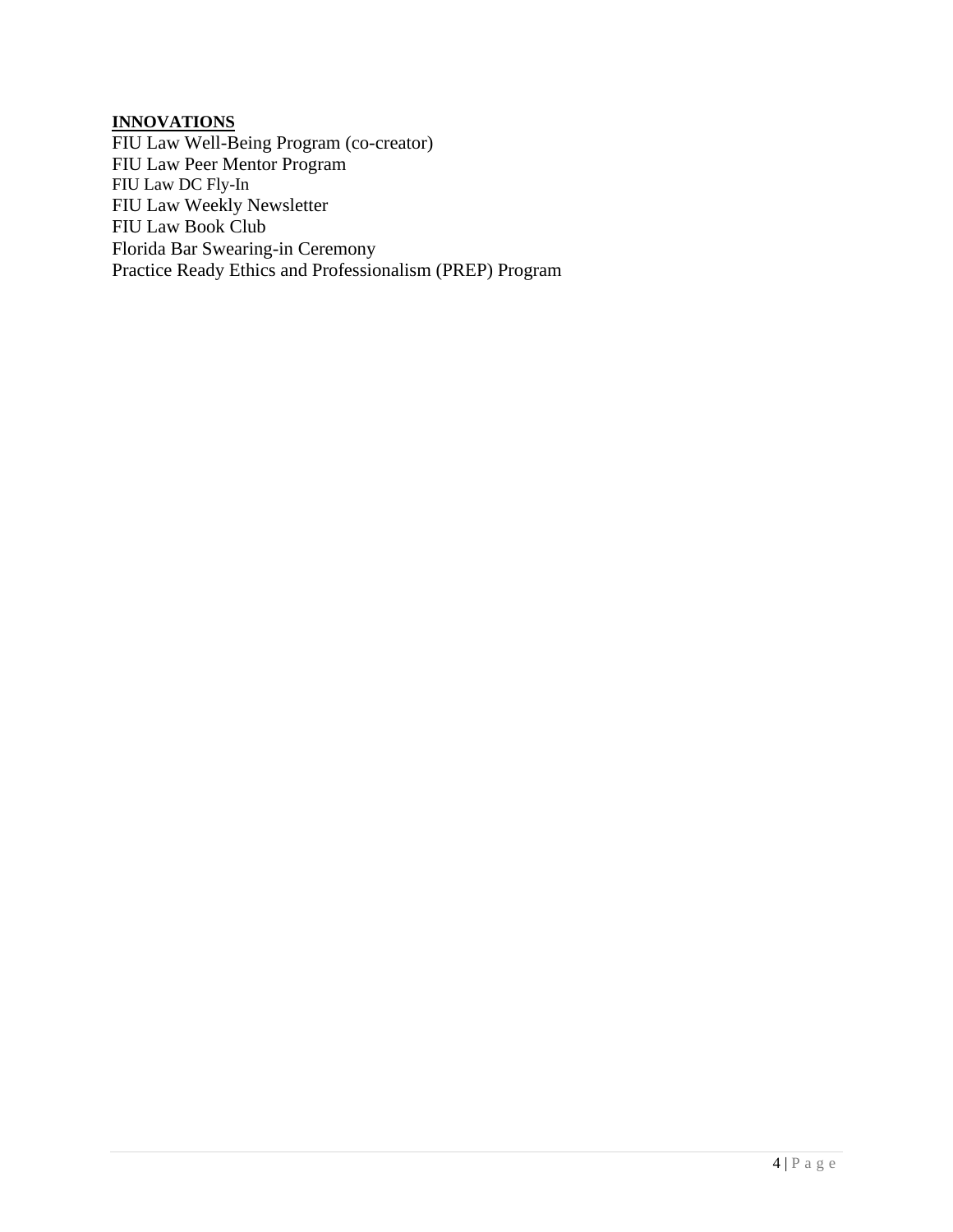**INNOVATIONS**

FIU Law Well-Being Program (co-creator)
FIU Law Peer Mentor Program
FIU Law DC Fly-In
FIU Law Weekly Newsletter
FIU Law Book Club
Florida Bar Swearing-in Ceremony
Practice Ready Ethics and Professionalism (PREP) Program